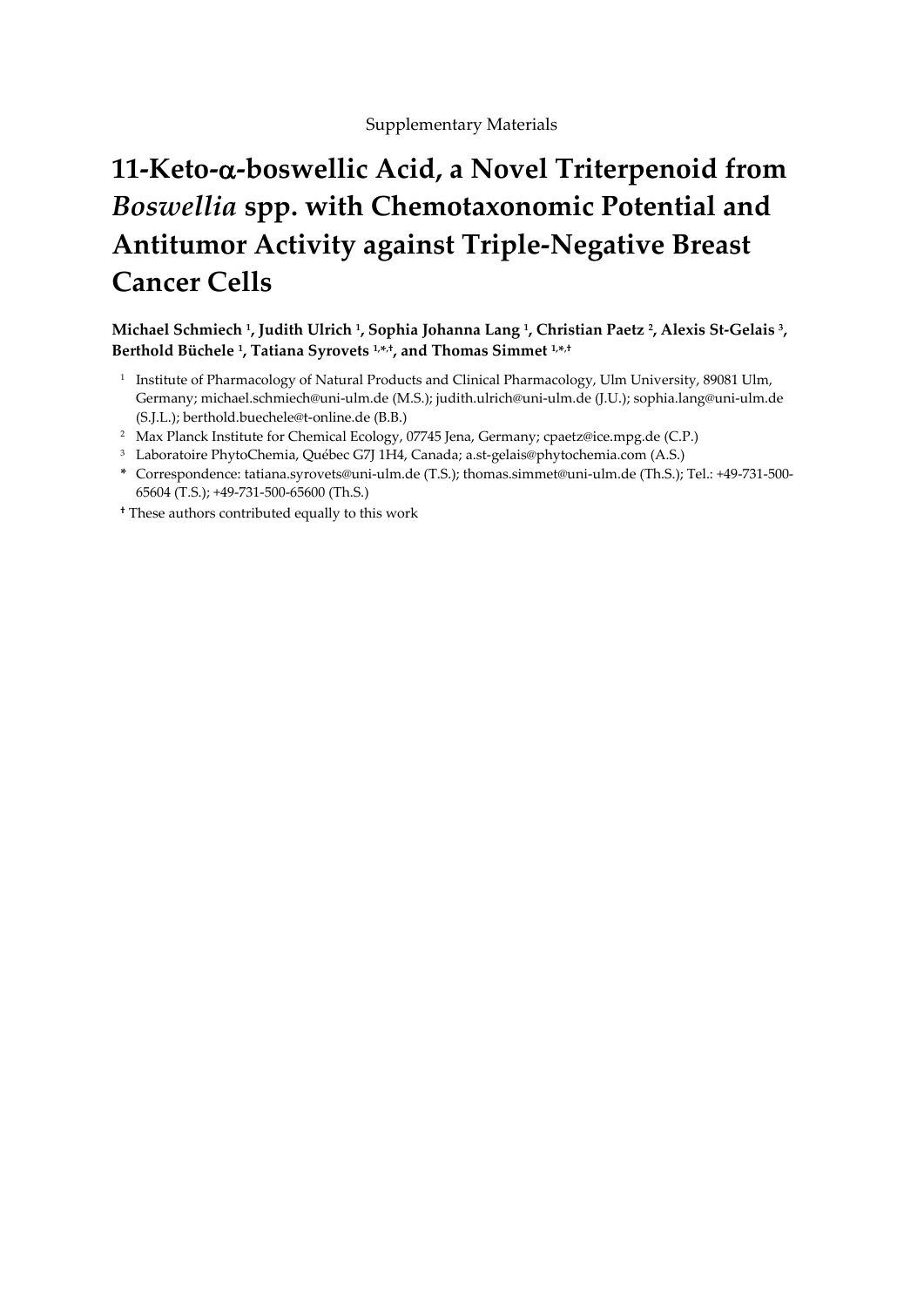Supplementary Materials

# 11-Keto-α-boswellic Acid, a Novel Triterpenoid from *Boswellia* spp. with Chemotaxonomic Potential and Antitumor Activity against Triple-Negative Breast Cancer Cells

**Michael Schmiech [1], Judith Ulrich [1], Sophia Johanna Lang [1], Christian Paetz [2], Alexis St-Gelais [3], Berthold Büchele [1], Tatiana Syrovets [1,*,†], and Thomas Simmet [1,*,†]**

[1] Institute of Pharmacology of Natural Products and Clinical Pharmacology, Ulm University, 89081 Ulm, Germany; michael.schmiech@uni-ulm.de (M.S.); judith.ulrich@uni-ulm.de (J.U.); sophia.lang@uni-ulm.de (S.J.L.); berthold.buechele@t-online.de (B.B.)

[2] Max Planck Institute for Chemical Ecology, 07745 Jena, Germany; cpaetz@ice.mpg.de (C.P.)

[3] Laboratoire PhytoChemia, Québec G7J 1H4, Canada; a.st-gelais@phytochemia.com (A.S.)

[*] Correspondence: tatiana.syrovets@uni-ulm.de (T.S.); thomas.simmet@uni-ulm.de (Th.S.); Tel.: +49-731-500-65604 (T.S.); +49-731-500-65600 (Th.S.)

[†] These authors contributed equally to this work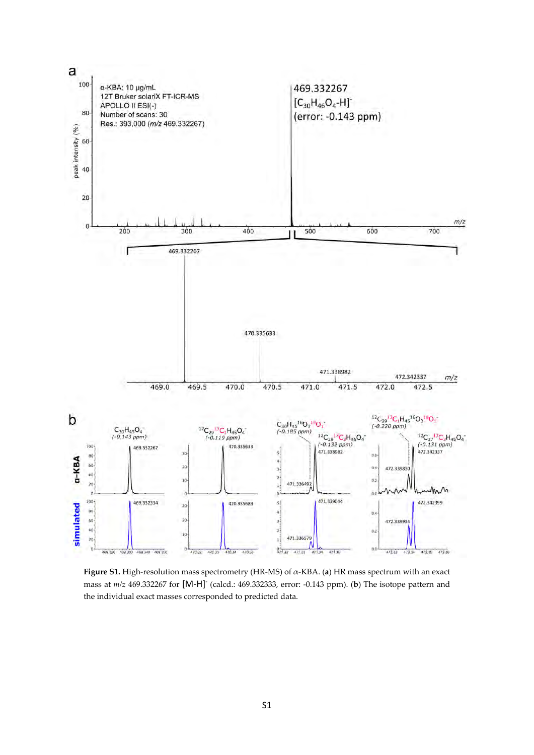**Figure S1.** High-resolution mass spectrometry (HR-MS) of α-KBA. (**a**) HR mass spectrum with an exact mass at *m/z* 469.332267 for $[M-H]^-$ (calcd.: 469.332333, error: -0.143 ppm). (**b**) The isotope pattern and the individual exact masses corresponded to predicted data.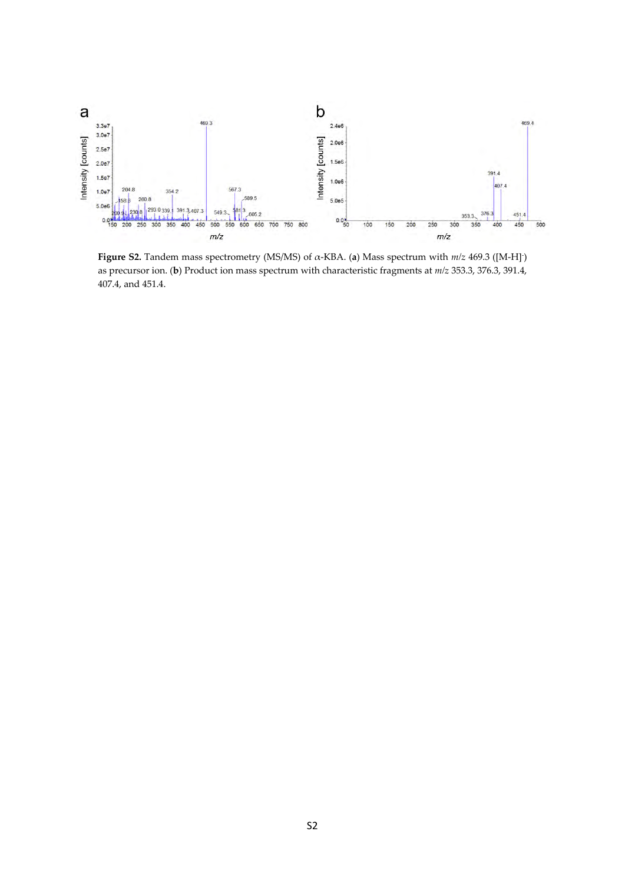**Figure S2.** Tandem mass spectrometry (MS/MS) of $\alpha$-KBA. (**a**) Mass spectrum with *m*/*z* 469.3 ($[M\text{-}H]^-$) as precursor ion. (**b**) Product ion mass spectrum with characteristic fragments at *m*/*z* 353.3, 376.3, 391.4, 407.4, and 451.4.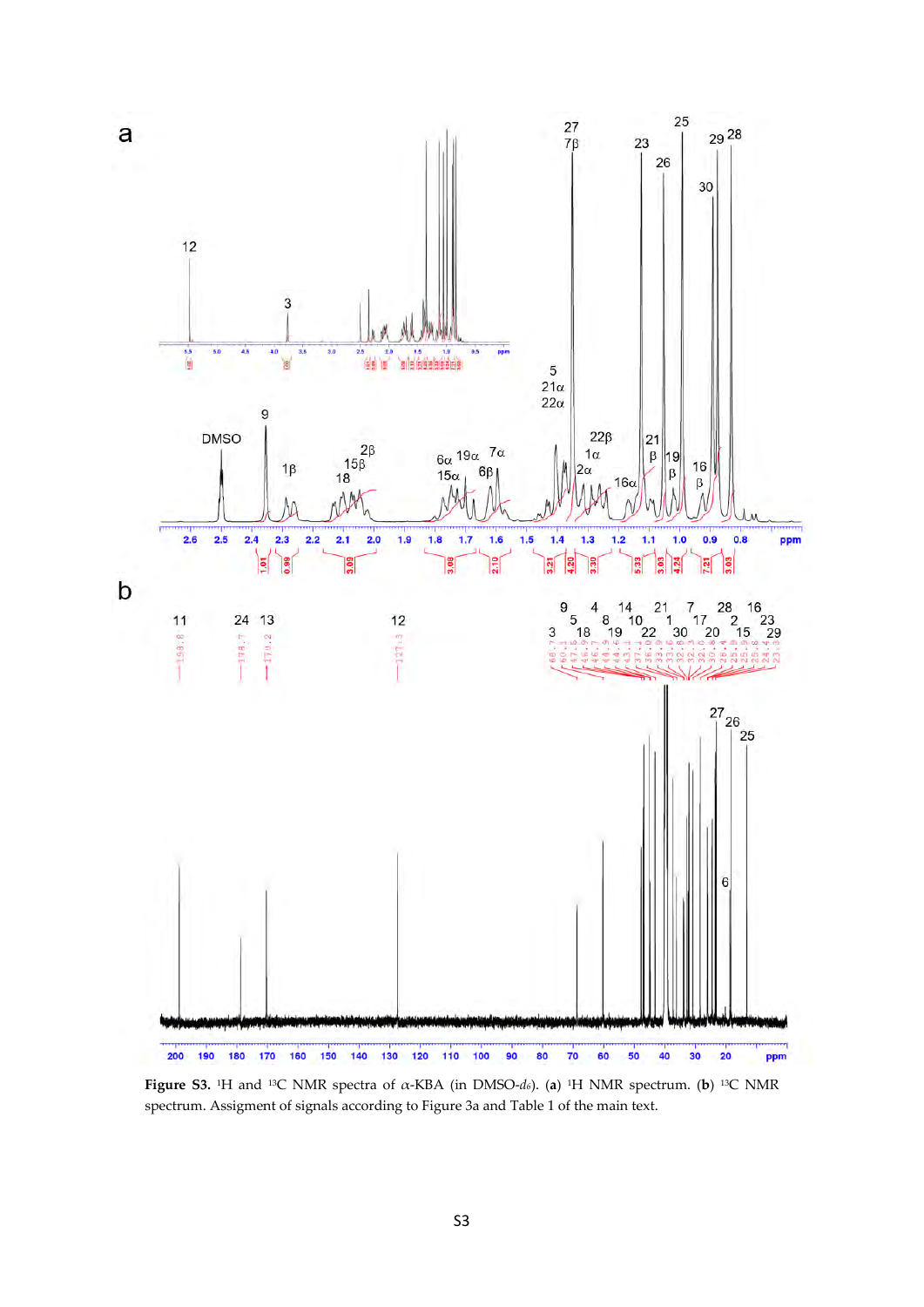**Figure S3.** $^{1}$H and $^{13}$C NMR spectra of $\alpha$-KBA (in DMSO-$d_6$). (**a**) $^{1}$H NMR spectrum. (**b**) $^{13}$C NMR spectrum. Assigment of signals according to Figure 3a and Table 1 of the main text.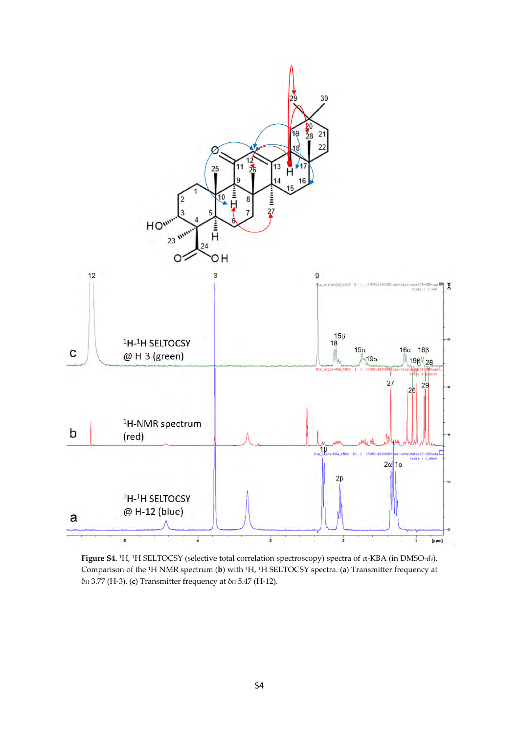**Figure S4.** [1]H, [1]H SELTOCSY (selective total correlation spectroscopy) spectra of α-KBA (in DMSO-$d_6$). Comparison of the [1]H NMR spectrum (**b**) with [1]H, [1]H SELTOCSY spectra. (**a**) Transmitter frequency at $\delta_H$ 3.77 (H-3). (**c**) Transmitter frequency at $\delta_H$ 5.47 (H-12).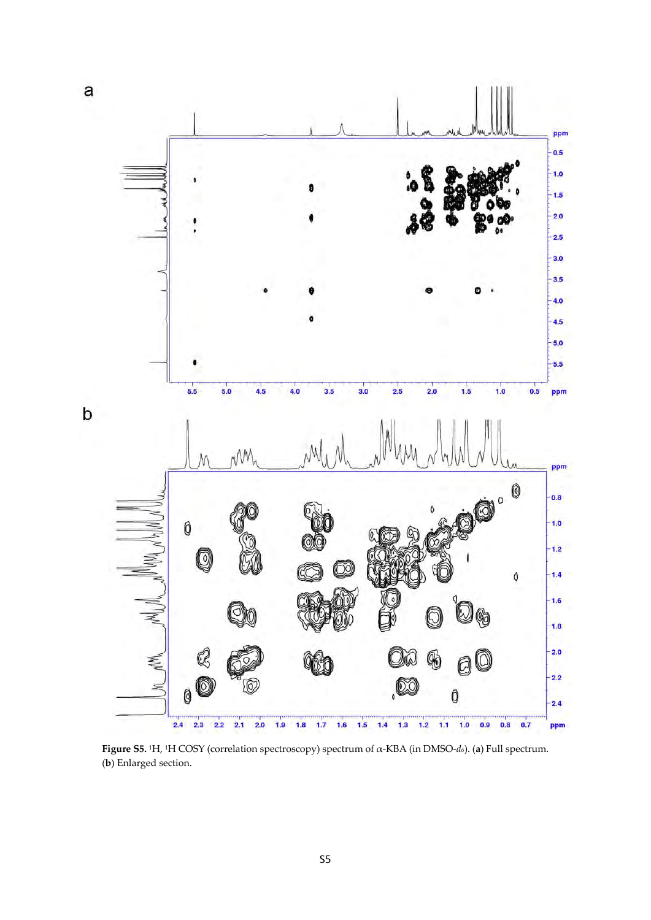**Figure S5.** $^{1}H$, $^{1}H$ COSY (correlation spectroscopy) spectrum of α-KBA (in DMSO-$d_6$). (**a**) Full spectrum. (**b**) Enlarged section.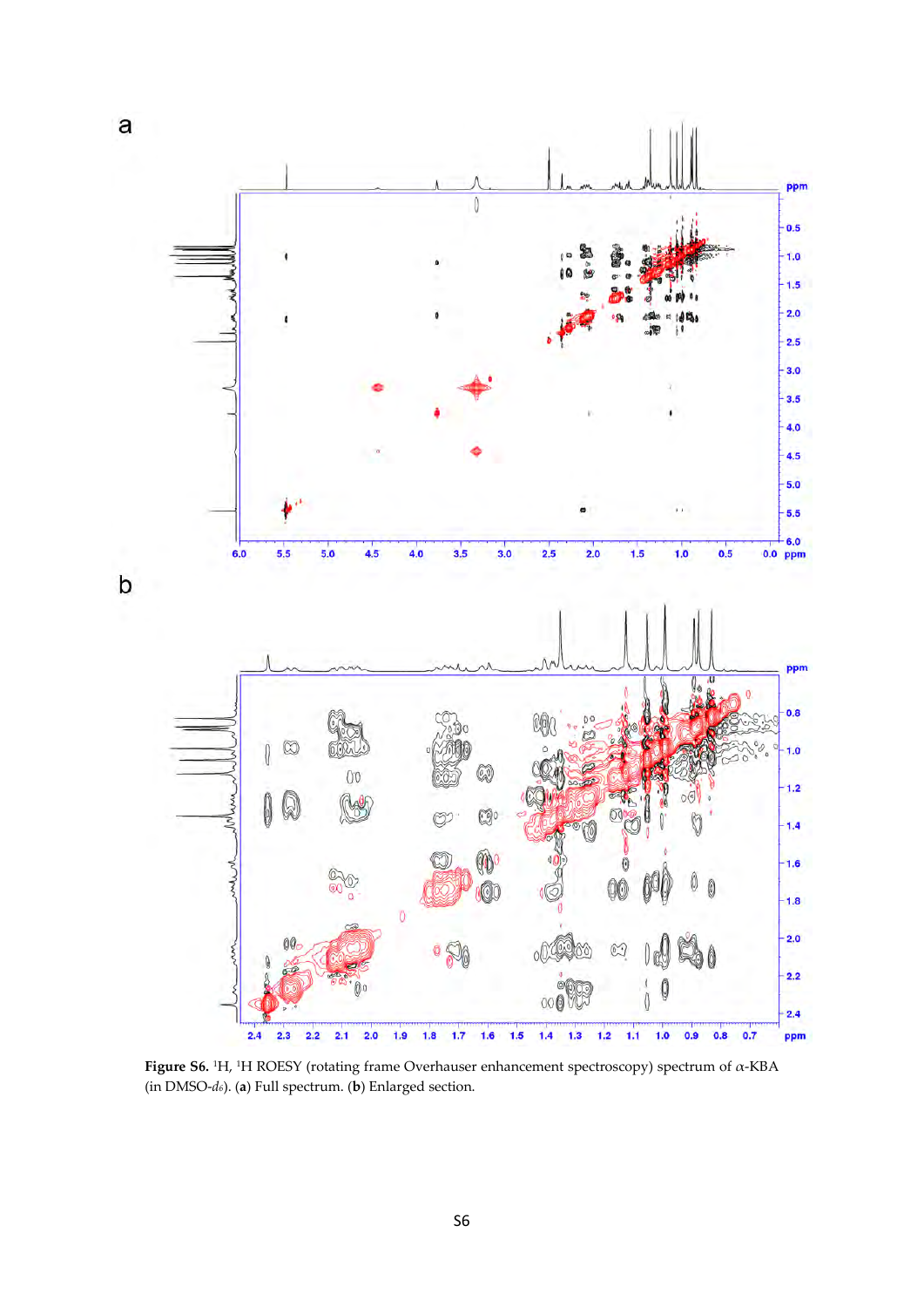**Figure S6.** [1]H, [1]H ROESY (rotating frame Overhauser enhancement spectroscopy) spectrum of α-KBA (in DMSO-$d_6$). (**a**) Full spectrum. (**b**) Enlarged section.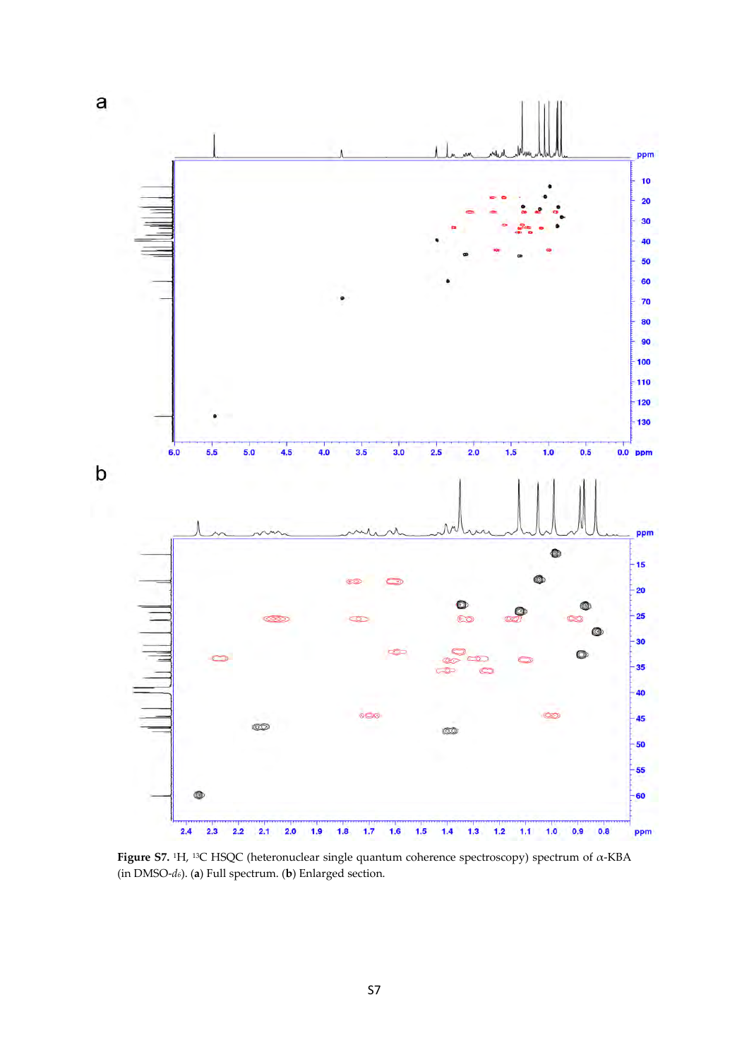a

b

**Figure S7.** [1]H, [13]C HSQC (heteronuclear single quantum coherence spectroscopy) spectrum of α-KBA (in DMSO-$d_6$). (**a**) Full spectrum. (**b**) Enlarged section.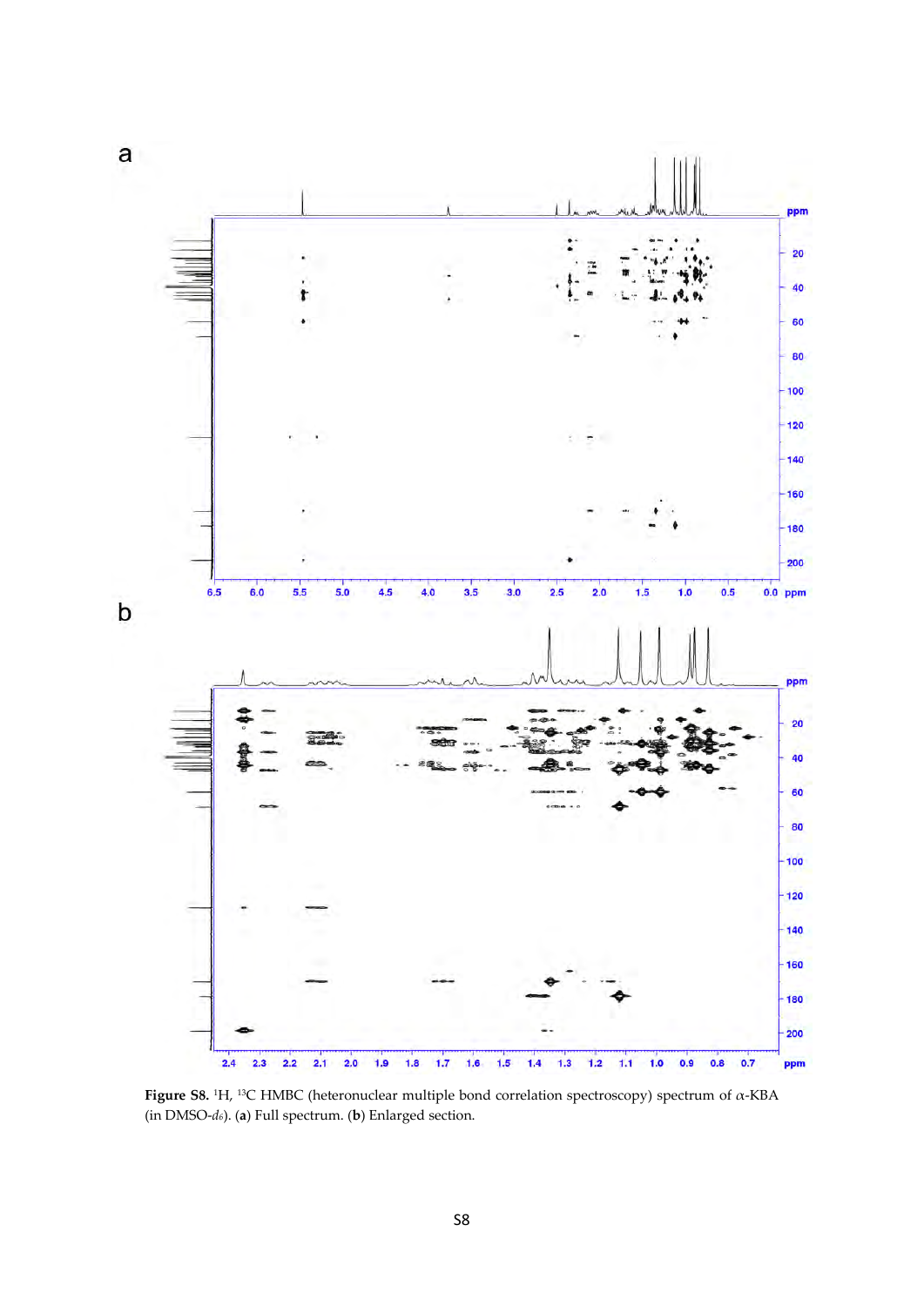a

ppm

20
40
60
80
100
120
140
160
180
200

6.5 6.0 5.5 5.0 4.5 4.0 3.5 3.0 2.5 2.0 1.5 1.0 0.5 0.0 ppm

b

ppm

20
40
60
80
100
120
140
160
180
200

2.4 2.3 2.2 2.1 2.0 1.9 1.8 1.7 1.6 1.5 1.4 1.3 1.2 1.1 1.0 0.9 0.8 0.7 ppm

**Figure S8.** [1]H, [13]C HMBC (heteronuclear multiple bond correlation spectroscopy) spectrum of α-KBA (in DMSO-$d_6$). (**a**) Full spectrum. (**b**) Enlarged section.